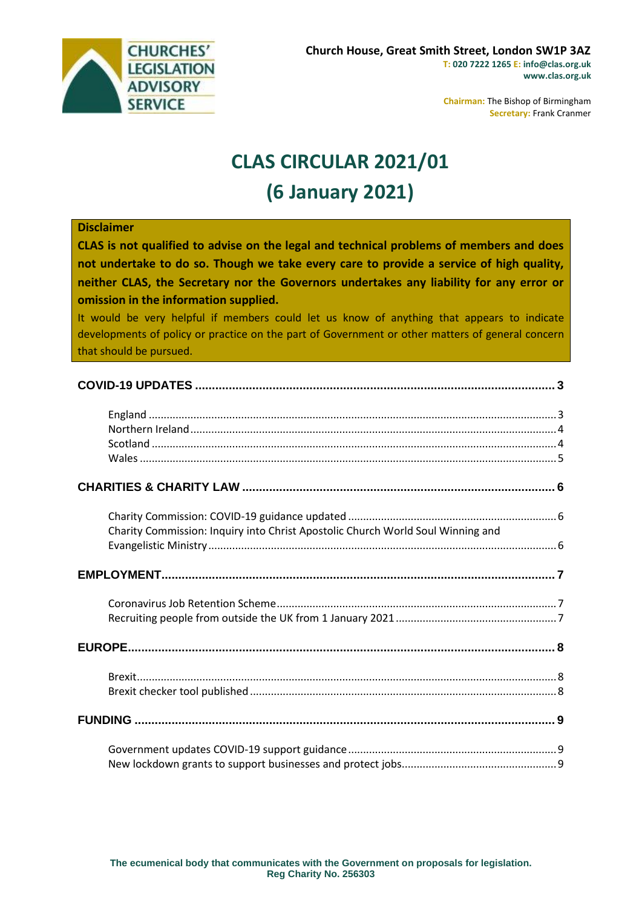CHURCHES' LEGISLATION ADVISORY SERVICE

**Church House, Great Smith Street, London SW1P 3AZ**
T: 020 7222 1265 E: info@clas.org.uk
www.clas.org.uk

Chairman: The Bishop of Birmingham
Secretary: Frank Cranmer

# CLAS CIRCULAR 2021/01
# (6 January 2021)

**Disclaimer**

**CLAS is not qualified to advise on the legal and technical problems of members and does not undertake to do so. Though we take every care to provide a service of high quality, neither CLAS, the Secretary nor the Governors undertakes any liability for any error or omission in the information supplied.**

It would be very helpful if members could let us know of anything that appears to indicate developments of policy or practice on the part of Government or other matters of general concern that should be pursued.

**COVID-19 UPDATES** ... 3

- England ... 3
- Northern Ireland ... 4
- Scotland ... 4
- Wales ... 5

**CHARITIES & CHARITY LAW** ... 6

- Charity Commission: COVID-19 guidance updated ... 6
- Charity Commission: Inquiry into Christ Apostolic Church World Soul Winning and Evangelistic Ministry ... 6

**EMPLOYMENT** ... 7

- Coronavirus Job Retention Scheme ... 7
- Recruiting people from outside the UK from 1 January 2021 ... 7

**EUROPE** ... 8

- Brexit ... 8
- Brexit checker tool published ... 8

**FUNDING** ... 9

- Government updates COVID-19 support guidance ... 9
- New lockdown grants to support businesses and protect jobs ... 9

**The ecumenical body that communicates with the Government on proposals for legislation.**
**Reg Charity No. 256303**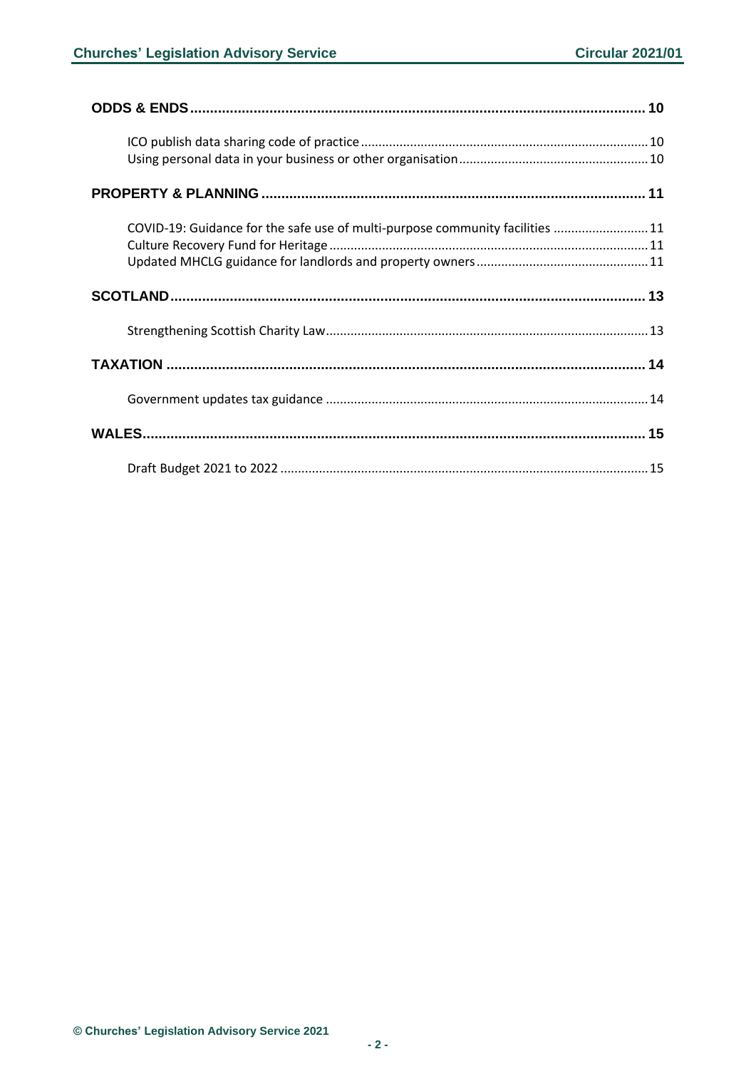**ODDS & ENDS** 10

- ICO publish data sharing code of practice 10
- Using personal data in your business or other organisation 10

**PROPERTY & PLANNING** 11

- COVID-19: Guidance for the safe use of multi-purpose community facilities 11
- Culture Recovery Fund for Heritage 11
- Updated MHCLG guidance for landlords and property owners 11

**SCOTLAND** 13

- Strengthening Scottish Charity Law 13

**TAXATION** 14

- Government updates tax guidance 14

**WALES** 15

- Draft Budget 2021 to 2022 15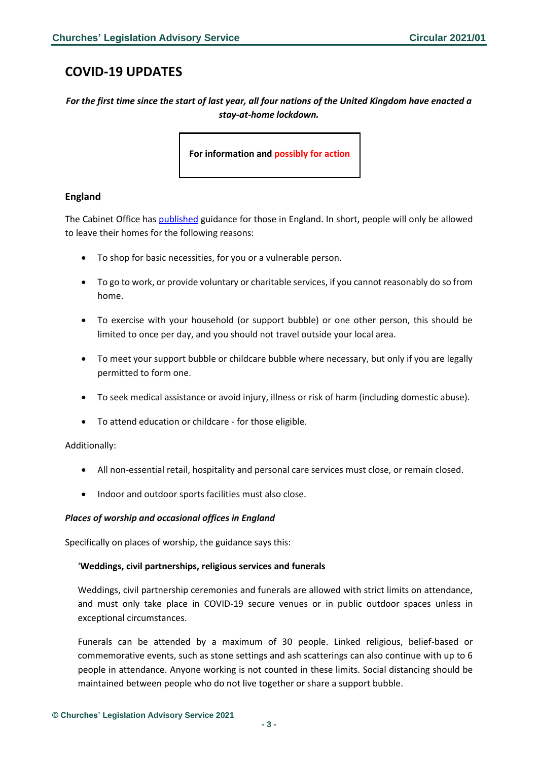## COVID-19 UPDATES

***For the first time since the start of last year, all four nations of the United Kingdom have enacted a stay-at-home lockdown.***

**For information and possibly for action**

### England

The Cabinet Office has published guidance for those in England. In short, people will only be allowed to leave their homes for the following reasons:

- To shop for basic necessities, for you or a vulnerable person.
- To go to work, or provide voluntary or charitable services, if you cannot reasonably do so from home.
- To exercise with your household (or support bubble) or one other person, this should be limited to once per day, and you should not travel outside your local area.
- To meet your support bubble or childcare bubble where necessary, but only if you are legally permitted to form one.
- To seek medical assistance or avoid injury, illness or risk of harm (including domestic abuse).
- To attend education or childcare - for those eligible.

Additionally:

- All non-essential retail, hospitality and personal care services must close, or remain closed.
- Indoor and outdoor sports facilities must also close.

***Places of worship and occasional offices in England***

Specifically on places of worship, the guidance says this:

> '**Weddings, civil partnerships, religious services and funerals**
>
> Weddings, civil partnership ceremonies and funerals are allowed with strict limits on attendance, and must only take place in COVID-19 secure venues or in public outdoor spaces unless in exceptional circumstances.
>
> Funerals can be attended by a maximum of 30 people. Linked religious, belief-based or commemorative events, such as stone settings and ash scatterings can also continue with up to 6 people in attendance. Anyone working is not counted in these limits. Social distancing should be maintained between people who do not live together or share a support bubble.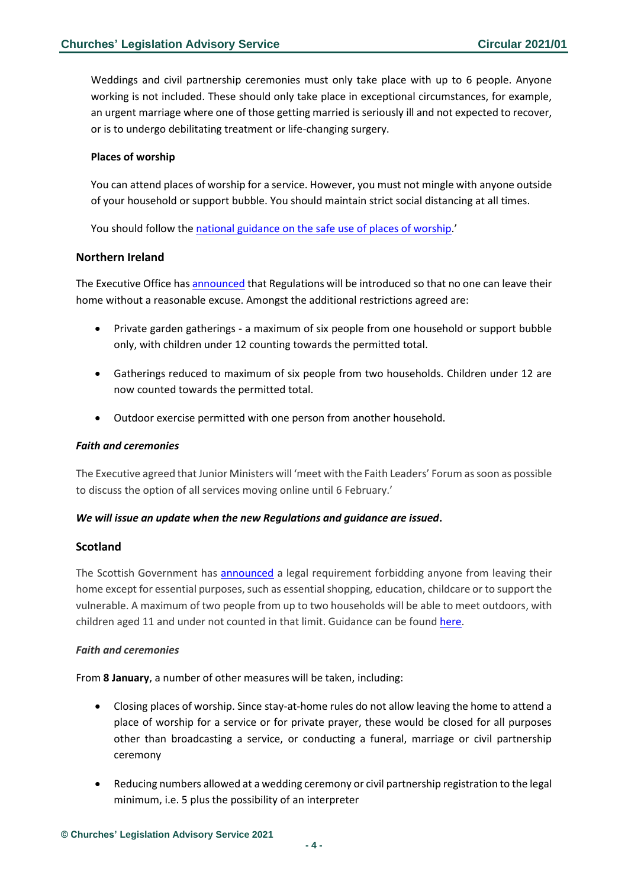Weddings and civil partnership ceremonies must only take place with up to 6 people. Anyone working is not included. These should only take place in exceptional circumstances, for example, an urgent marriage where one of those getting married is seriously ill and not expected to recover, or is to undergo debilitating treatment or life-changing surgery.

**Places of worship**

You can attend places of worship for a service. However, you must not mingle with anyone outside of your household or support bubble. You should maintain strict social distancing at all times.

You should follow the national guidance on the safe use of places of worship.'

## Northern Ireland

The Executive Office has announced that Regulations will be introduced so that no one can leave their home without a reasonable excuse. Amongst the additional restrictions agreed are:

- Private garden gatherings - a maximum of six people from one household or support bubble only, with children under 12 counting towards the permitted total.
- Gatherings reduced to maximum of six people from two households. Children under 12 are now counted towards the permitted total.
- Outdoor exercise permitted with one person from another household.

***Faith and ceremonies***

The Executive agreed that Junior Ministers will 'meet with the Faith Leaders' Forum as soon as possible to discuss the option of all services moving online until 6 February.'

***We will issue an update when the new Regulations and guidance are issued*.**

## Scotland

The Scottish Government has announced a legal requirement forbidding anyone from leaving their home except for essential purposes, such as essential shopping, education, childcare or to support the vulnerable. A maximum of two people from up to two households will be able to meet outdoors, with children aged 11 and under not counted in that limit. Guidance can be found here.

*Faith and ceremonies*

From **8 January**, a number of other measures will be taken, including:

- Closing places of worship. Since stay-at-home rules do not allow leaving the home to attend a place of worship for a service or for private prayer, these would be closed for all purposes other than broadcasting a service, or conducting a funeral, marriage or civil partnership ceremony
- Reducing numbers allowed at a wedding ceremony or civil partnership registration to the legal minimum, i.e. 5 plus the possibility of an interpreter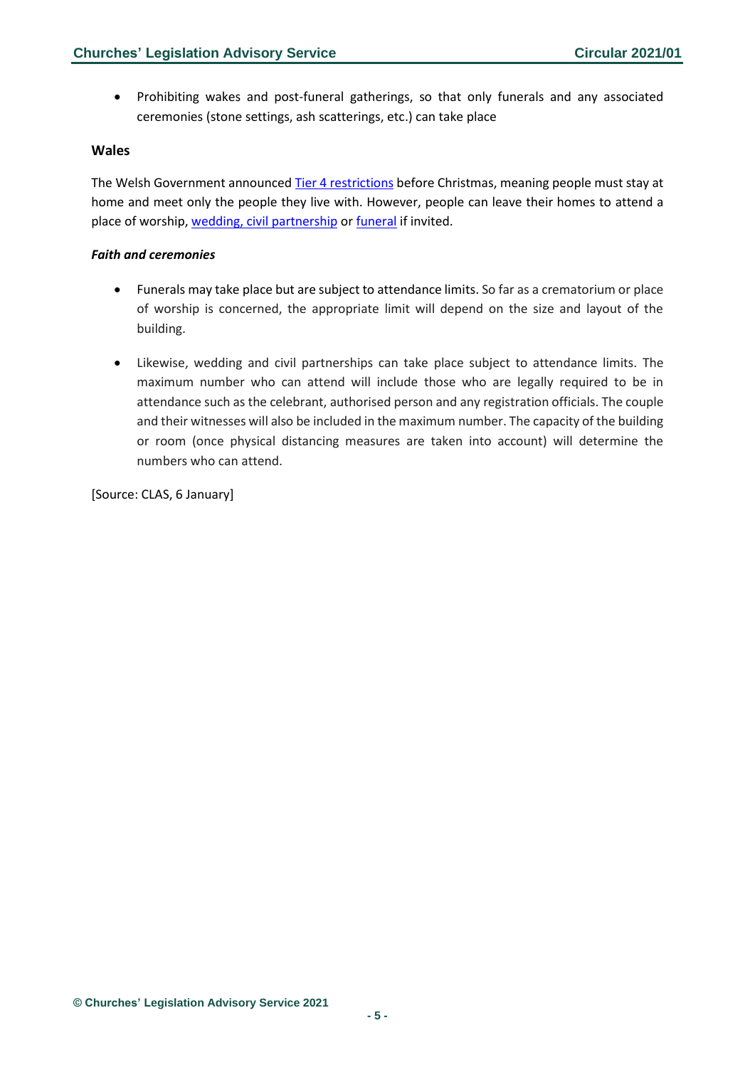- Prohibiting wakes and post-funeral gatherings, so that only funerals and any associated ceremonies (stone settings, ash scatterings, etc.) can take place

### Wales

The Welsh Government announced Tier 4 restrictions before Christmas, meaning people must stay at home and meet only the people they live with. However, people can leave their homes to attend a place of worship, wedding, civil partnership or funeral if invited.

#### *Faith and ceremonies*

- Funerals may take place but are subject to attendance limits. So far as a crematorium or place of worship is concerned, the appropriate limit will depend on the size and layout of the building.

- Likewise, wedding and civil partnerships can take place subject to attendance limits. The maximum number who can attend will include those who are legally required to be in attendance such as the celebrant, authorised person and any registration officials. The couple and their witnesses will also be included in the maximum number. The capacity of the building or room (once physical distancing measures are taken into account) will determine the numbers who can attend.

[Source: CLAS, 6 January]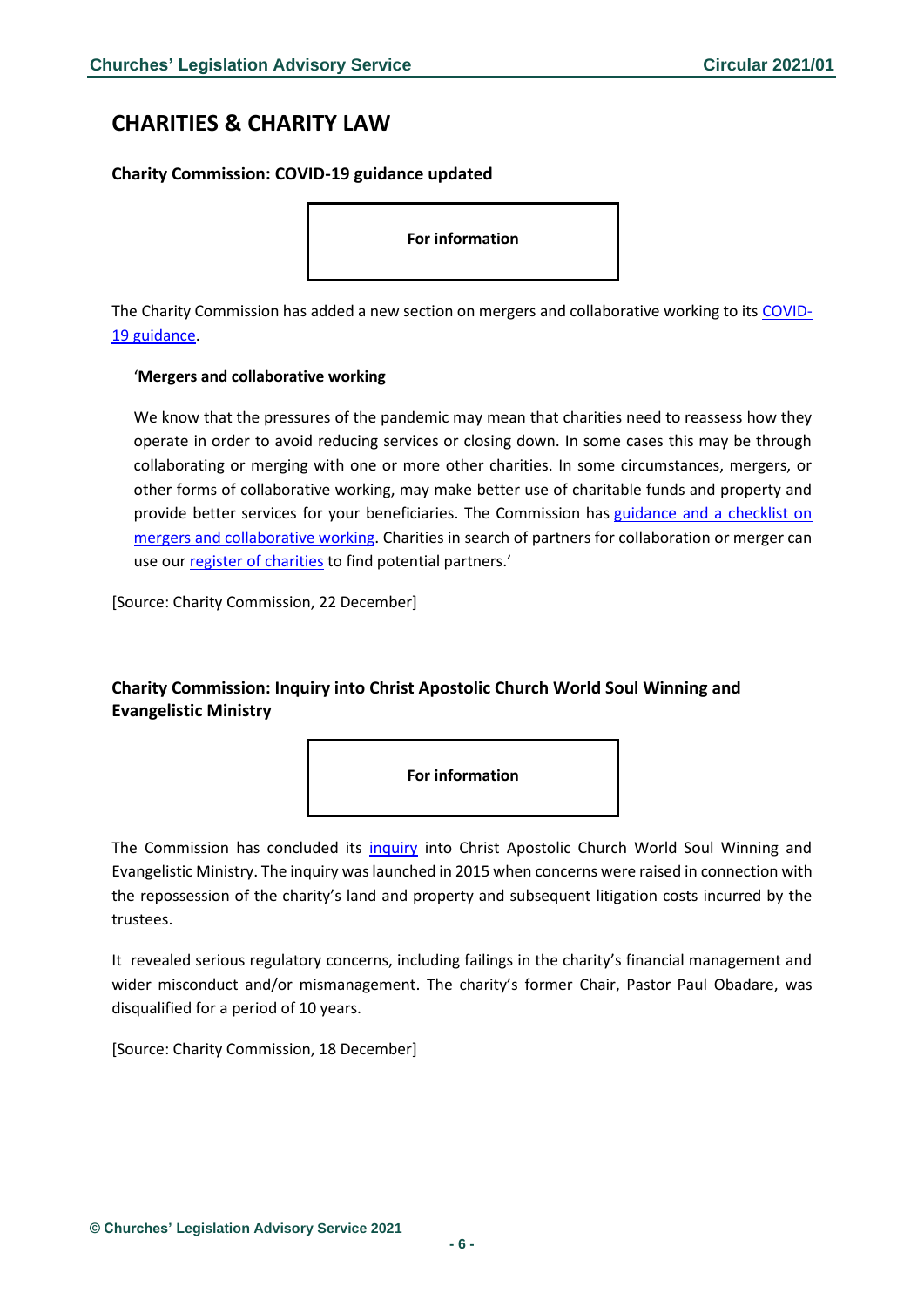# CHARITIES & CHARITY LAW

## Charity Commission: COVID-19 guidance updated

**For information**

The Charity Commission has added a new section on mergers and collaborative working to its COVID-19 guidance.

> ‘**Mergers and collaborative working**
>
> We know that the pressures of the pandemic may mean that charities need to reassess how they operate in order to avoid reducing services or closing down. In some cases this may be through collaborating or merging with one or more other charities. In some circumstances, mergers, or other forms of collaborative working, may make better use of charitable funds and property and provide better services for your beneficiaries. The Commission has guidance and a checklist on mergers and collaborative working. Charities in search of partners for collaboration or merger can use our register of charities to find potential partners.’

[Source: Charity Commission, 22 December]

## Charity Commission: Inquiry into Christ Apostolic Church World Soul Winning and Evangelistic Ministry

**For information**

The Commission has concluded its inquiry into Christ Apostolic Church World Soul Winning and Evangelistic Ministry. The inquiry was launched in 2015 when concerns were raised in connection with the repossession of the charity’s land and property and subsequent litigation costs incurred by the trustees.

It revealed serious regulatory concerns, including failings in the charity’s financial management and wider misconduct and/or mismanagement. The charity’s former Chair, Pastor Paul Obadare, was disqualified for a period of 10 years.

[Source: Charity Commission, 18 December]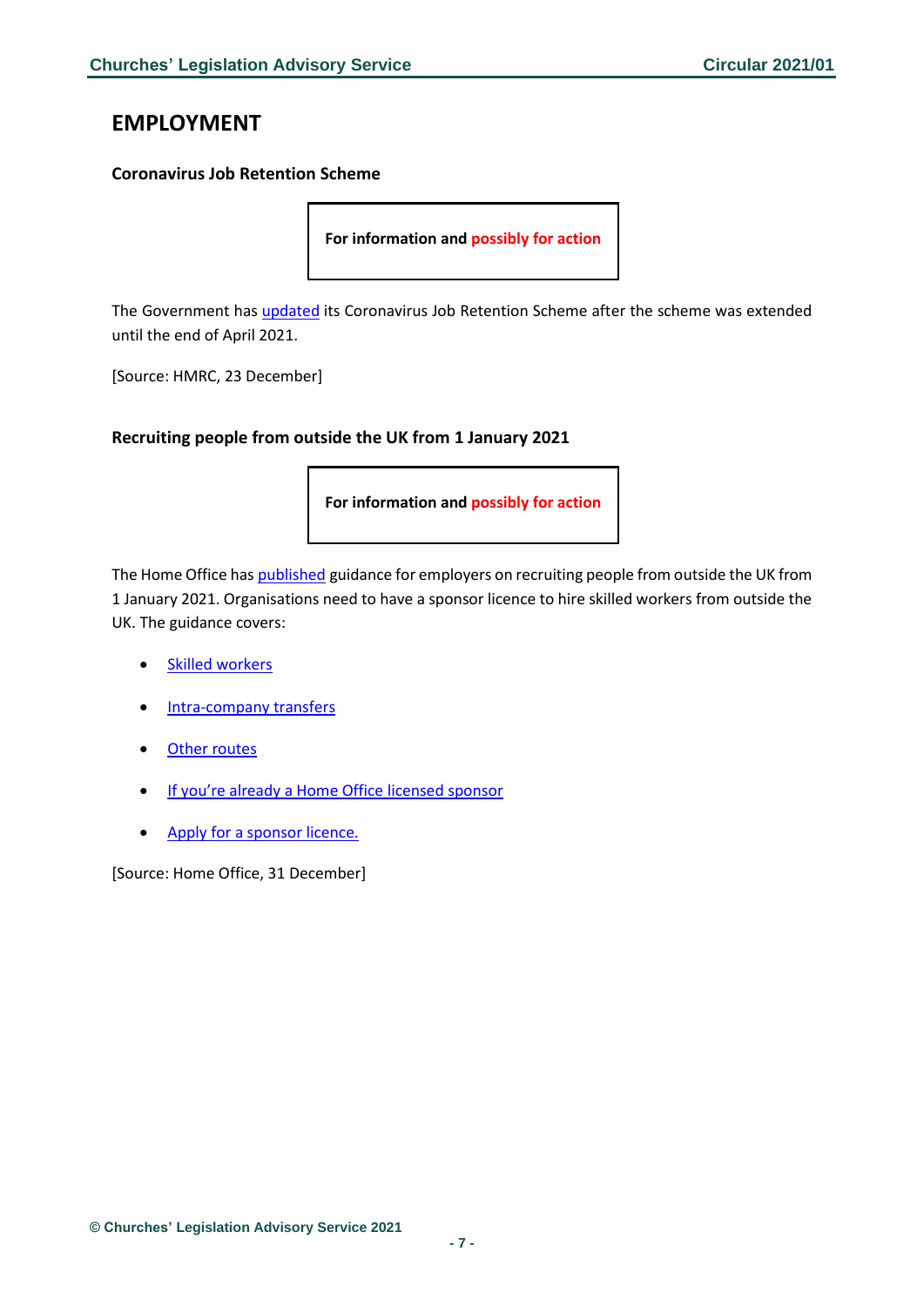# EMPLOYMENT

### Coronavirus Job Retention Scheme

**For information and possibly for action**

The Government has updated its Coronavirus Job Retention Scheme after the scheme was extended until the end of April 2021.

[Source: HMRC, 23 December]

### Recruiting people from outside the UK from 1 January 2021

**For information and possibly for action**

The Home Office has published guidance for employers on recruiting people from outside the UK from 1 January 2021. Organisations need to have a sponsor licence to hire skilled workers from outside the UK. The guidance covers:

- Skilled workers
- Intra-company transfers
- Other routes
- If you're already a Home Office licensed sponsor
- Apply for a sponsor licence.

[Source: Home Office, 31 December]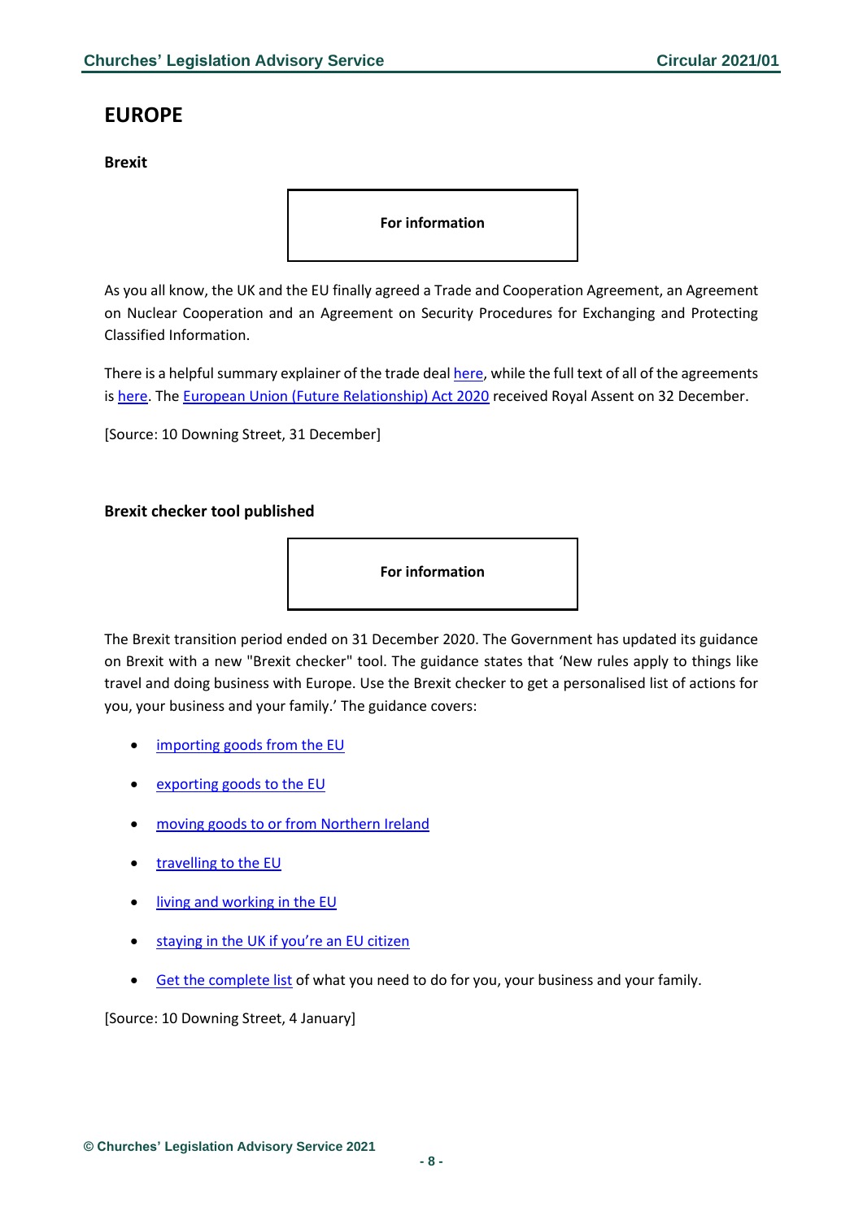# EUROPE

**Brexit**

**For information**

As you all know, the UK and the EU finally agreed a Trade and Cooperation Agreement, an Agreement on Nuclear Cooperation and an Agreement on Security Procedures for Exchanging and Protecting Classified Information.

There is a helpful summary explainer of the trade deal here, while the full text of all of the agreements is here. The European Union (Future Relationship) Act 2020 received Royal Assent on 32 December.

[Source: 10 Downing Street, 31 December]

**Brexit checker tool published**

**For information**

The Brexit transition period ended on 31 December 2020. The Government has updated its guidance on Brexit with a new "Brexit checker" tool. The guidance states that 'New rules apply to things like travel and doing business with Europe. Use the Brexit checker to get a personalised list of actions for you, your business and your family.' The guidance covers:

- importing goods from the EU
- exporting goods to the EU
- moving goods to or from Northern Ireland
- travelling to the EU
- living and working in the EU
- staying in the UK if you're an EU citizen
- Get the complete list of what you need to do for you, your business and your family.

[Source: 10 Downing Street, 4 January]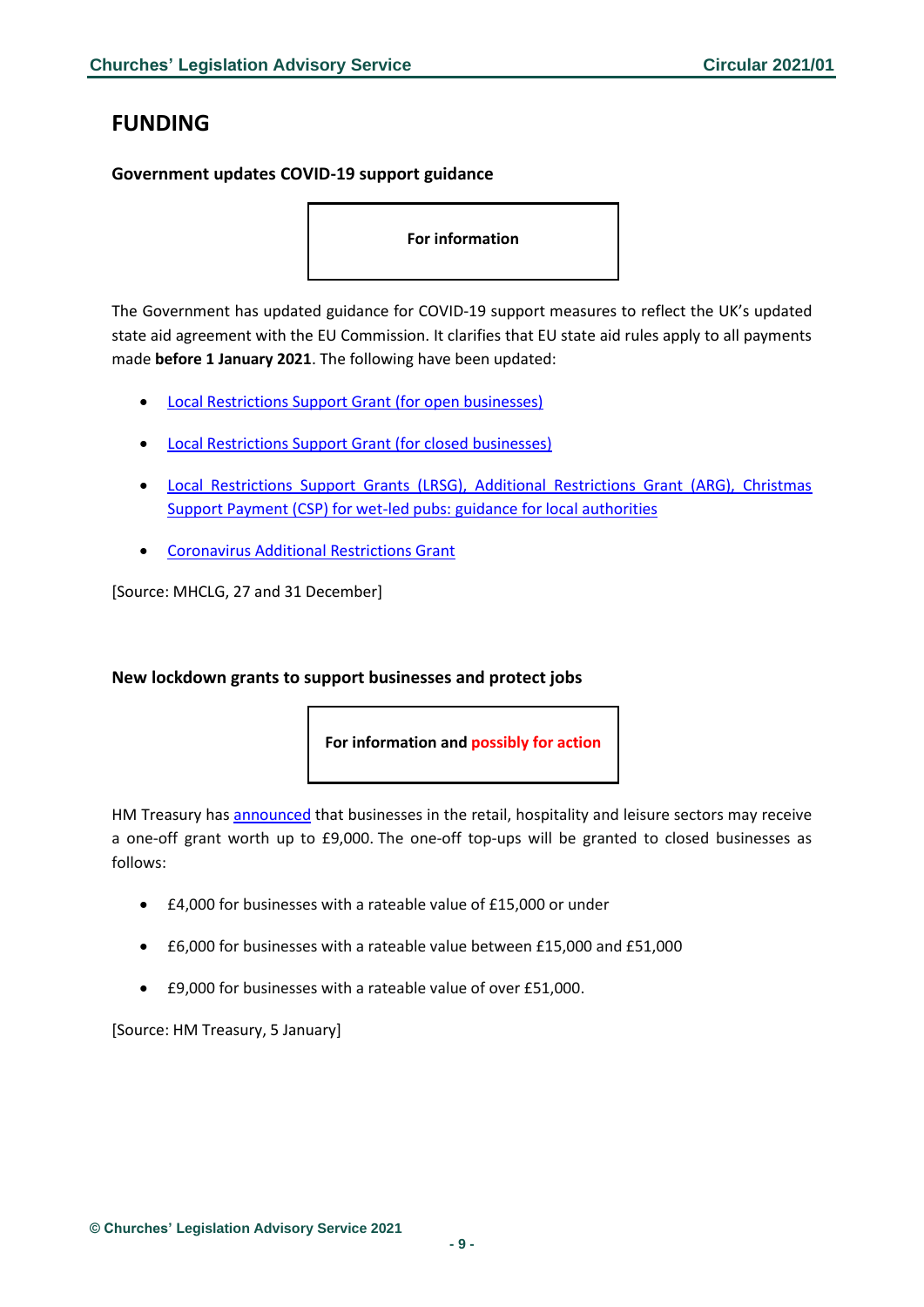# FUNDING

### Government updates COVID-19 support guidance

**For information**

The Government has updated guidance for COVID-19 support measures to reflect the UK's updated state aid agreement with the EU Commission. It clarifies that EU state aid rules apply to all payments made **before 1 January 2021**. The following have been updated:

- Local Restrictions Support Grant (for open businesses)
- Local Restrictions Support Grant (for closed businesses)
- Local Restrictions Support Grants (LRSG), Additional Restrictions Grant (ARG), Christmas Support Payment (CSP) for wet-led pubs: guidance for local authorities
- Coronavirus Additional Restrictions Grant

[Source: MHCLG, 27 and 31 December]

### New lockdown grants to support businesses and protect jobs

**For information and possibly for action**

HM Treasury has announced that businesses in the retail, hospitality and leisure sectors may receive a one-off grant worth up to £9,000. The one-off top-ups will be granted to closed businesses as follows:

- £4,000 for businesses with a rateable value of £15,000 or under
- £6,000 for businesses with a rateable value between £15,000 and £51,000
- £9,000 for businesses with a rateable value of over £51,000.

[Source: HM Treasury, 5 January]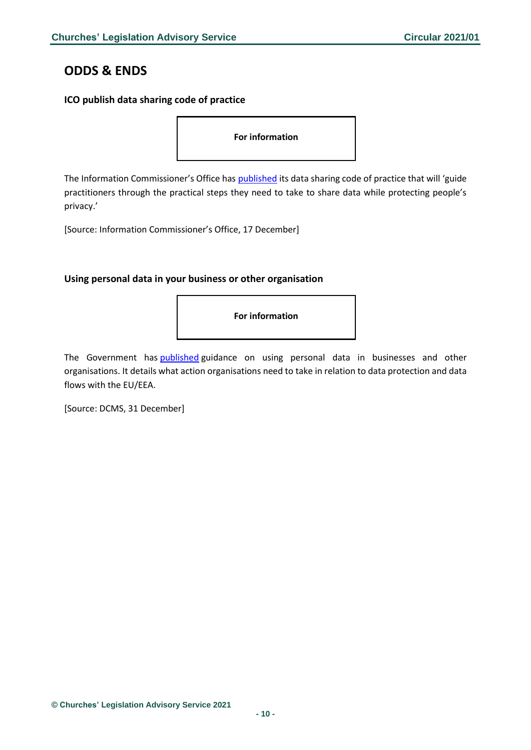## ODDS & ENDS

### ICO publish data sharing code of practice

**For information**

The Information Commissioner's Office has published its data sharing code of practice that will 'guide practitioners through the practical steps they need to take to share data while protecting people's privacy.'

[Source: Information Commissioner's Office, 17 December]

### Using personal data in your business or other organisation

**For information**

The Government has published guidance on using personal data in businesses and other organisations. It details what action organisations need to take in relation to data protection and data flows with the EU/EEA.

[Source: DCMS, 31 December]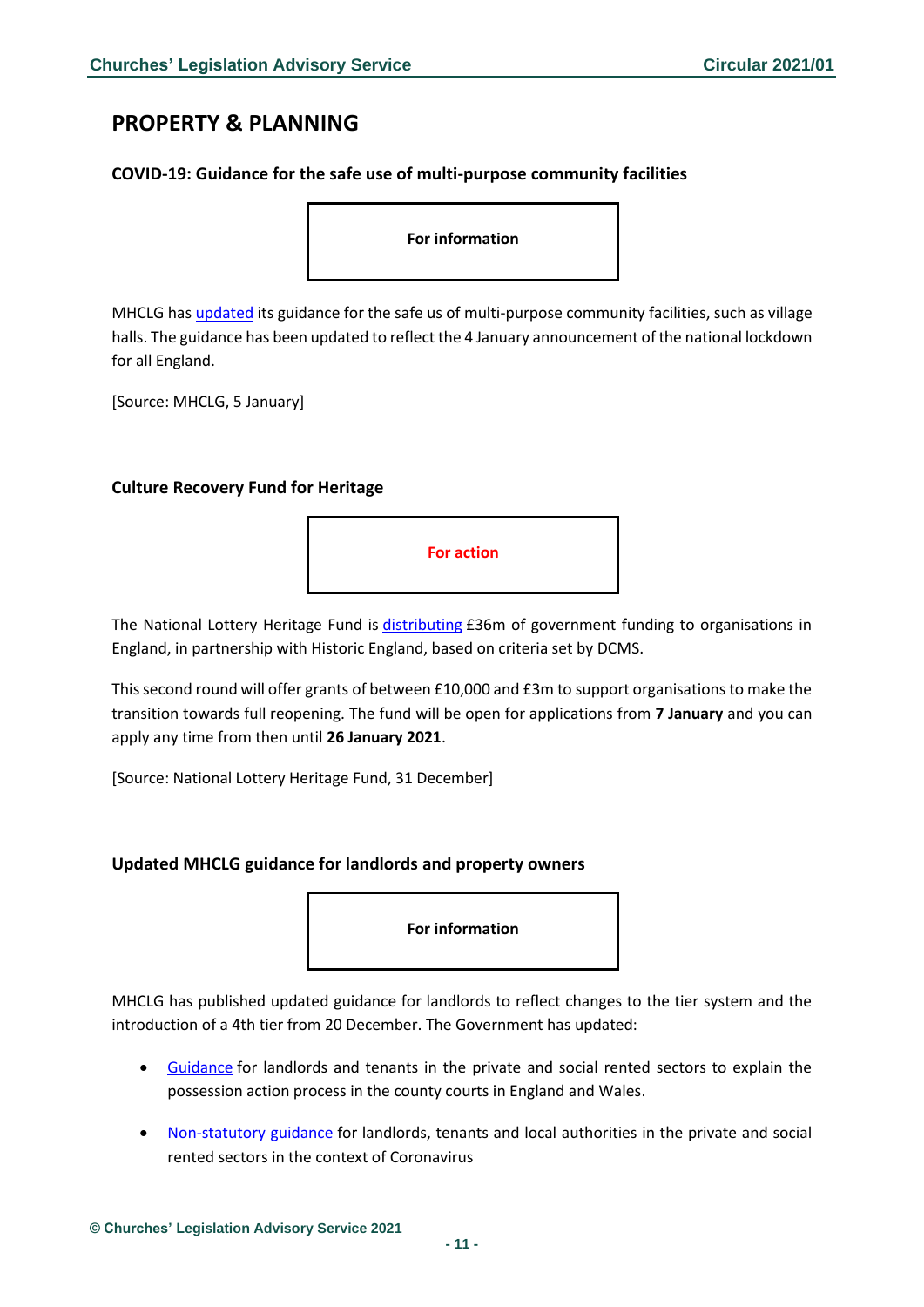## PROPERTY & PLANNING

### COVID-19: Guidance for the safe use of multi-purpose community facilities

**For information**

MHCLG has updated its guidance for the safe us of multi-purpose community facilities, such as village halls. The guidance has been updated to reflect the 4 January announcement of the national lockdown for all England.

[Source: MHCLG, 5 January]

### Culture Recovery Fund for Heritage

**For action**

The National Lottery Heritage Fund is distributing £36m of government funding to organisations in England, in partnership with Historic England, based on criteria set by DCMS.

This second round will offer grants of between £10,000 and £3m to support organisations to make the transition towards full reopening. The fund will be open for applications from **7 January** and you can apply any time from then until **26 January 2021**.

[Source: National Lottery Heritage Fund, 31 December]

### Updated MHCLG guidance for landlords and property owners

**For information**

MHCLG has published updated guidance for landlords to reflect changes to the tier system and the introduction of a 4th tier from 20 December. The Government has updated:

- Guidance for landlords and tenants in the private and social rented sectors to explain the possession action process in the county courts in England and Wales.
- Non-statutory guidance for landlords, tenants and local authorities in the private and social rented sectors in the context of Coronavirus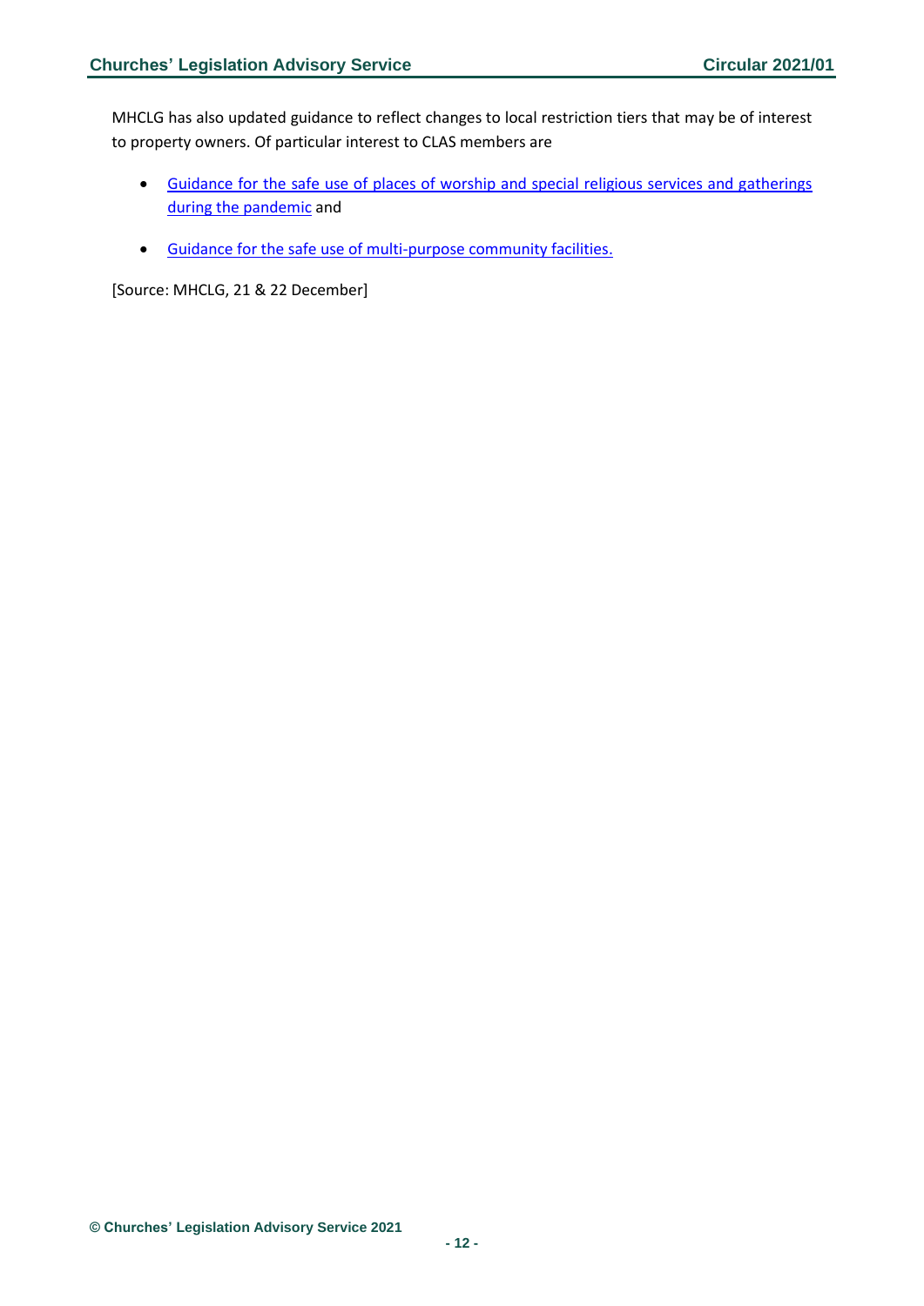MHCLG has also updated guidance to reflect changes to local restriction tiers that may be of interest to property owners. Of particular interest to CLAS members are

- Guidance for the safe use of places of worship and special religious services and gatherings during the pandemic and
- Guidance for the safe use of multi-purpose community facilities.

[Source: MHCLG, 21 & 22 December]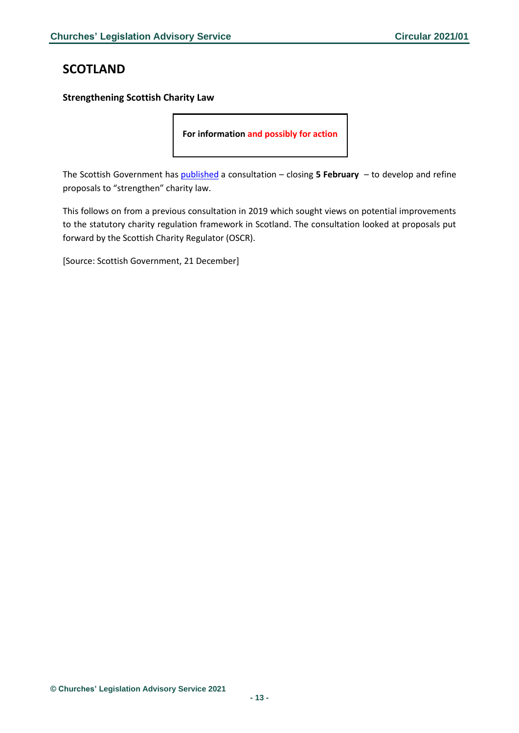# SCOTLAND

### Strengthening Scottish Charity Law

**For information and possibly for action**

The Scottish Government has published a consultation – closing **5 February** – to develop and refine proposals to "strengthen" charity law.

This follows on from a previous consultation in 2019 which sought views on potential improvements to the statutory charity regulation framework in Scotland. The consultation looked at proposals put forward by the Scottish Charity Regulator (OSCR).

[Source: Scottish Government, 21 December]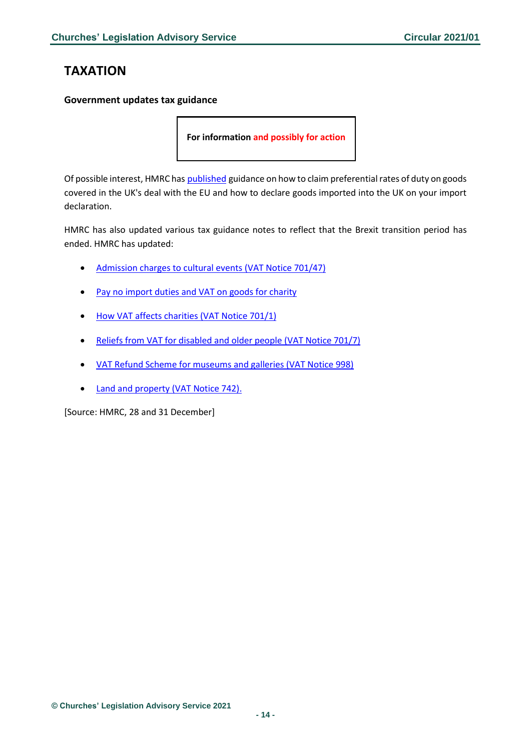# TAXATION

**Government updates tax guidance**

**For information and possibly for action**

Of possible interest, HMRC has published guidance on how to claim preferential rates of duty on goods covered in the UK's deal with the EU and how to declare goods imported into the UK on your import declaration.

HMRC has also updated various tax guidance notes to reflect that the Brexit transition period has ended. HMRC has updated:

- Admission charges to cultural events (VAT Notice 701/47)
- Pay no import duties and VAT on goods for charity
- How VAT affects charities (VAT Notice 701/1)
- Reliefs from VAT for disabled and older people (VAT Notice 701/7)
- VAT Refund Scheme for museums and galleries (VAT Notice 998)
- Land and property (VAT Notice 742).

[Source: HMRC, 28 and 31 December]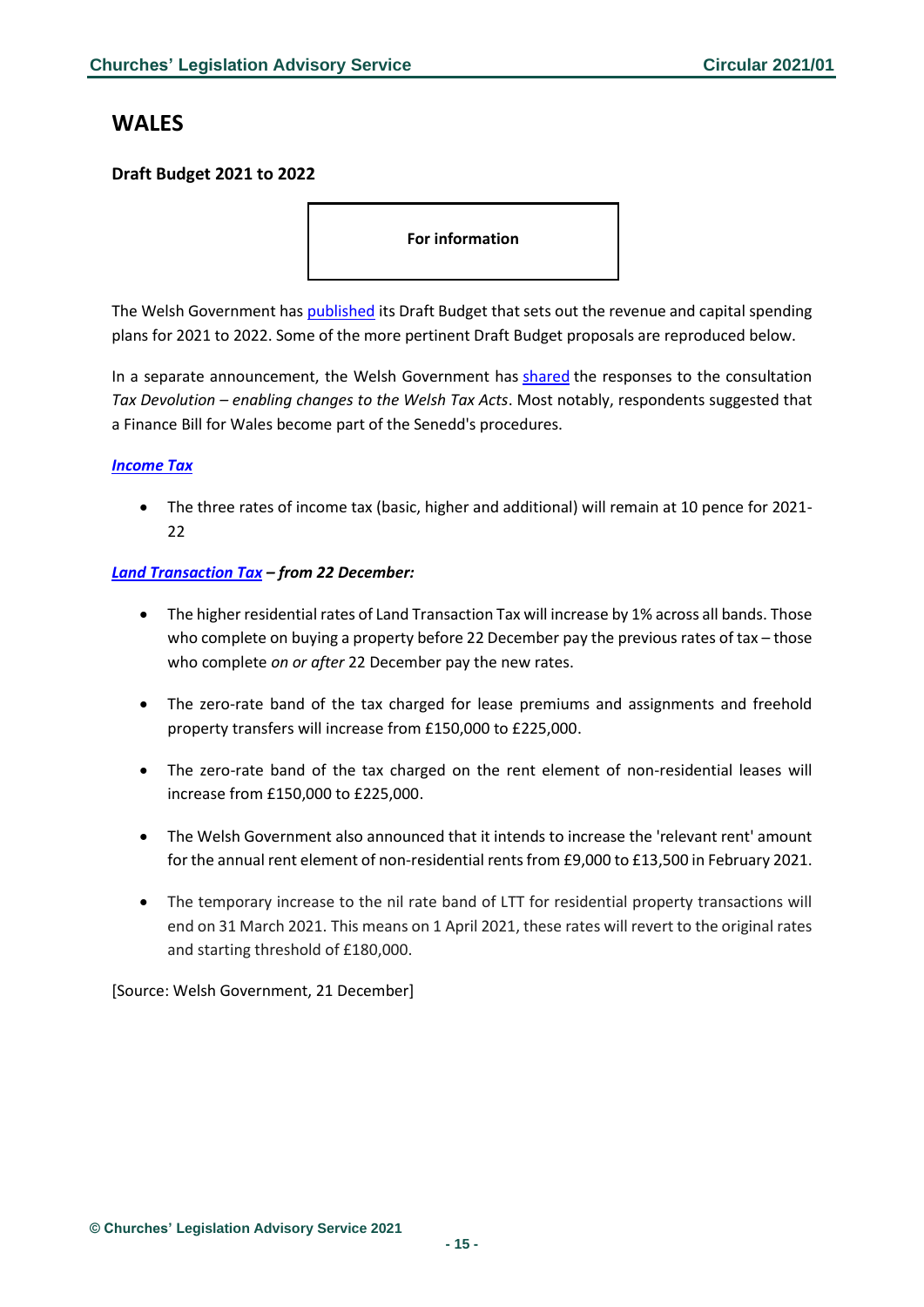# WALES

### Draft Budget 2021 to 2022

**For information**

The Welsh Government has published its Draft Budget that sets out the revenue and capital spending plans for 2021 to 2022. Some of the more pertinent Draft Budget proposals are reproduced below.

In a separate announcement, the Welsh Government has shared the responses to the consultation *Tax Devolution – enabling changes to the Welsh Tax Acts*. Most notably, respondents suggested that a Finance Bill for Wales become part of the Senedd's procedures.

***Income Tax***

- The three rates of income tax (basic, higher and additional) will remain at 10 pence for 2021-22

***Land Transaction Tax – from 22 December:***

- The higher residential rates of Land Transaction Tax will increase by 1% across all bands. Those who complete on buying a property before 22 December pay the previous rates of tax – those who complete *on or after* 22 December pay the new rates.
- The zero-rate band of the tax charged for lease premiums and assignments and freehold property transfers will increase from £150,000 to £225,000.
- The zero-rate band of the tax charged on the rent element of non-residential leases will increase from £150,000 to £225,000.
- The Welsh Government also announced that it intends to increase the 'relevant rent' amount for the annual rent element of non-residential rents from £9,000 to £13,500 in February 2021.
- The temporary increase to the nil rate band of LTT for residential property transactions will end on 31 March 2021. This means on 1 April 2021, these rates will revert to the original rates and starting threshold of £180,000.

[Source: Welsh Government, 21 December]